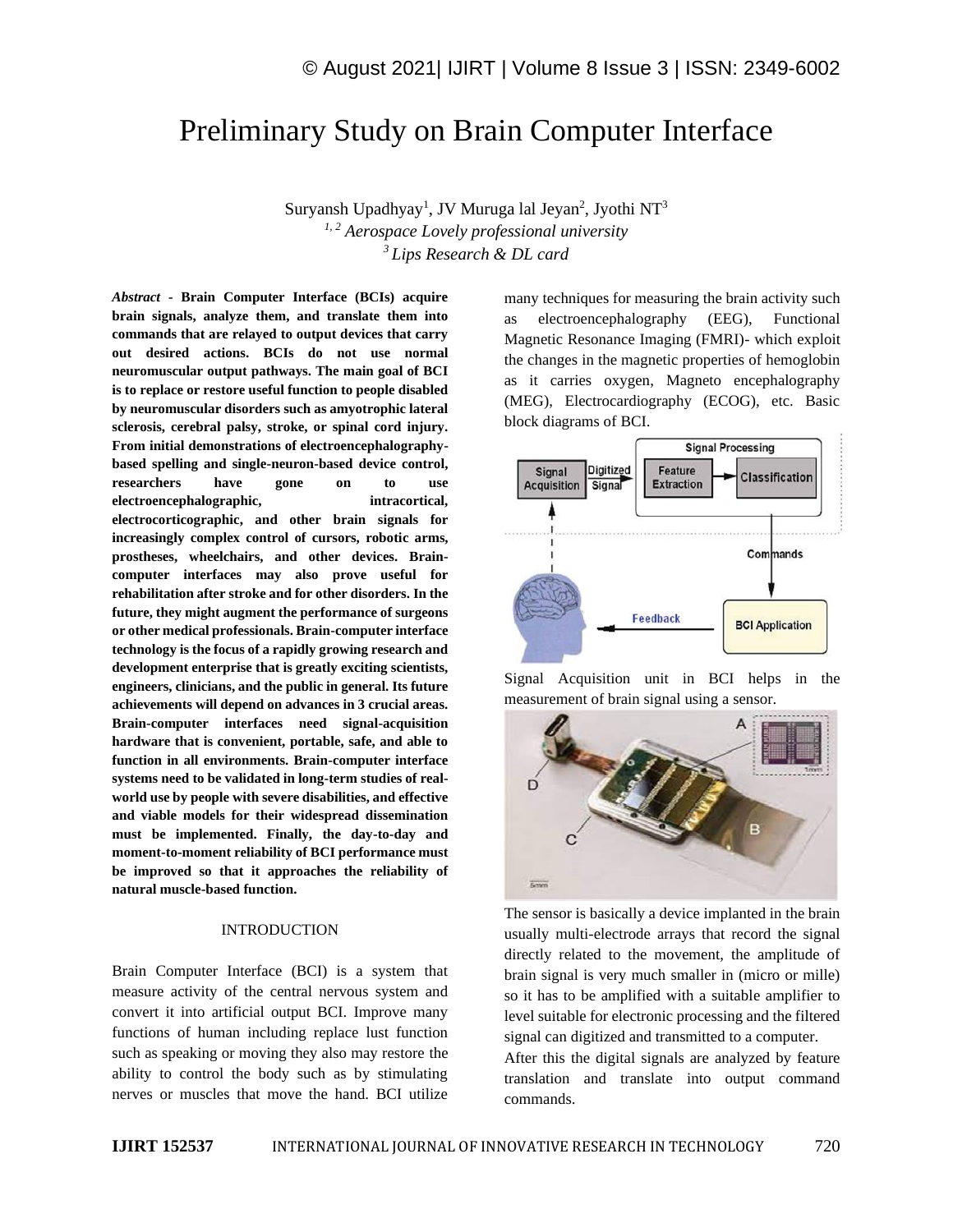# Preliminary Study on Brain Computer Interface

Suryansh Upadhyay[1], JV Muruga lal Jeyan[2], Jyothi NT[3]

[1, 2] *Aerospace Lovely professional university*

[3] *Lips Research & DL card*

***Abstract*** - **Brain Computer Interface (BCIs) acquire brain signals, analyze them, and translate them into commands that are relayed to output devices that carry out desired actions. BCIs do not use normal neuromuscular output pathways. The main goal of BCI is to replace or restore useful function to people disabled by neuromuscular disorders such as amyotrophic lateral sclerosis, cerebral palsy, stroke, or spinal cord injury. From initial demonstrations of electroencephalography-based spelling and single-neuron-based device control, researchers have gone on to use electroencephalographic, intracortical, electrocorticographic, and other brain signals for increasingly complex control of cursors, robotic arms, prostheses, wheelchairs, and other devices. Brain-computer interfaces may also prove useful for rehabilitation after stroke and for other disorders. In the future, they might augment the performance of surgeons or other medical professionals. Brain-computer interface technology is the focus of a rapidly growing research and development enterprise that is greatly exciting scientists, engineers, clinicians, and the public in general. Its future achievements will depend on advances in 3 crucial areas. Brain-computer interfaces need signal-acquisition hardware that is convenient, portable, safe, and able to function in all environments. Brain-computer interface systems need to be validated in long-term studies of real-world use by people with severe disabilities, and effective and viable models for their widespread dissemination must be implemented. Finally, the day-to-day and moment-to-moment reliability of BCI performance must be improved so that it approaches the reliability of natural muscle-based function.**

## INTRODUCTION

Brain Computer Interface (BCI) is a system that measure activity of the central nervous system and convert it into artificial output BCI. Improve many functions of human including replace lust function such as speaking or moving they also may restore the ability to control the body such as by stimulating nerves or muscles that move the hand. BCI utilize many techniques for measuring the brain activity such as electroencephalography (EEG), Functional Magnetic Resonance Imaging (FMRI)- which exploit the changes in the magnetic properties of hemoglobin as it carries oxygen, Magneto encephalography (MEG), Electrocardiography (ECOG), etc. Basic block diagrams of BCI.

Signal Acquisition unit in BCI helps in the measurement of brain signal using a sensor.

The sensor is basically a device implanted in the brain usually multi-electrode arrays that record the signal directly related to the movement, the amplitude of brain signal is very much smaller in (micro or mille) so it has to be amplified with a suitable amplifier to level suitable for electronic processing and the filtered signal can digitized and transmitted to a computer.

After this the digital signals are analyzed by feature translation and translate into output command commands.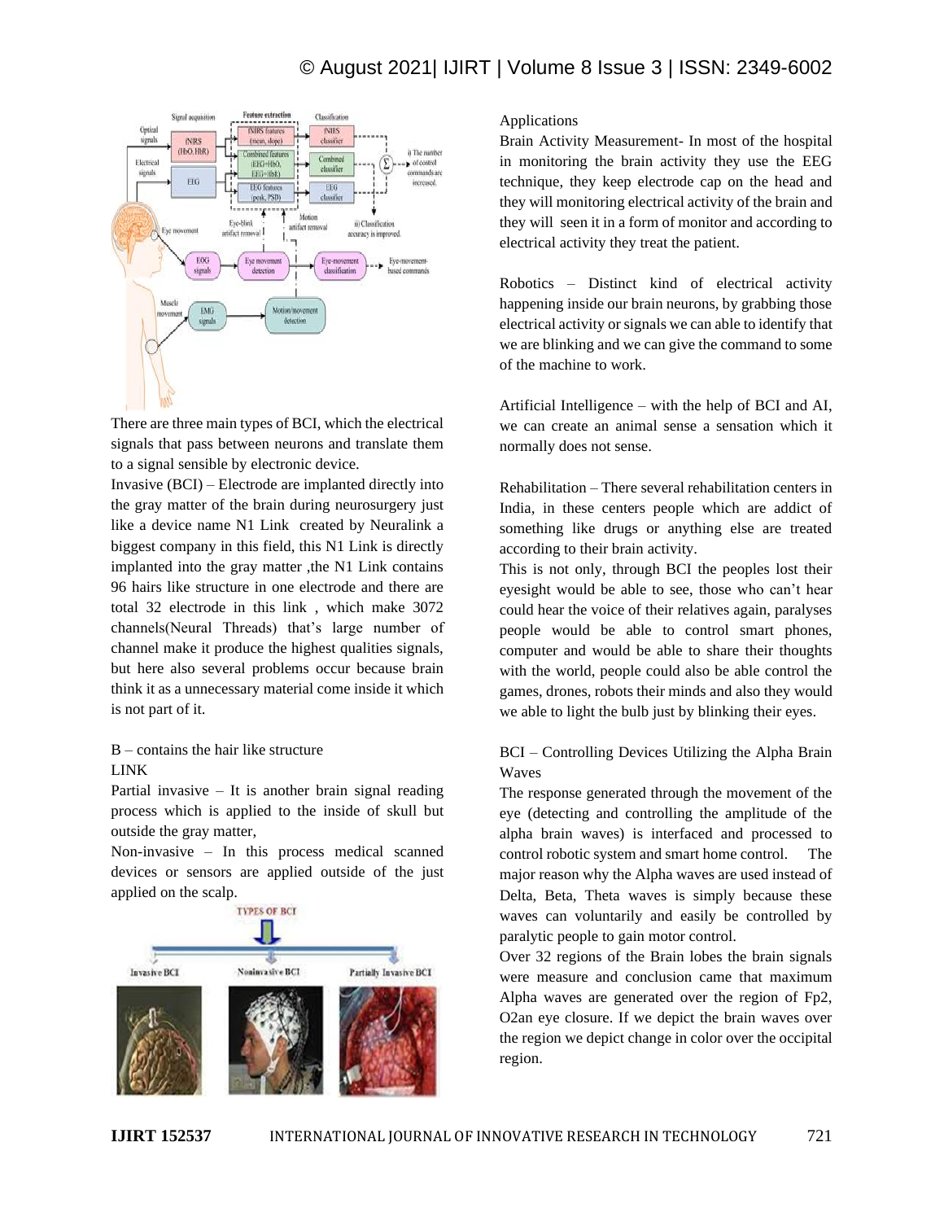There are three main types of BCI, which the electrical signals that pass between neurons and translate them to a signal sensible by electronic device.

Invasive (BCI) – Electrode are implanted directly into the gray matter of the brain during neurosurgery just like a device name N1 Link created by Neuralink a biggest company in this field, this N1 Link is directly implanted into the gray matter ,the N1 Link contains 96 hairs like structure in one electrode and there are total 32 electrode in this link , which make 3072 channels(Neural Threads) that's large number of channel make it produce the highest qualities signals, but here also several problems occur because brain think it as a unnecessary material come inside it which is not part of it.

B – contains the hair like structure

LINK

Partial invasive – It is another brain signal reading process which is applied to the inside of skull but outside the gray matter,

Non-invasive – In this process medical scanned devices or sensors are applied outside of the just applied on the scalp.

Applications

Brain Activity Measurement- In most of the hospital in monitoring the brain activity they use the EEG technique, they keep electrode cap on the head and they will monitoring electrical activity of the brain and they will seen it in a form of monitor and according to electrical activity they treat the patient.

Robotics – Distinct kind of electrical activity happening inside our brain neurons, by grabbing those electrical activity or signals we can able to identify that we are blinking and we can give the command to some of the machine to work.

Artificial Intelligence – with the help of BCI and AI, we can create an animal sense a sensation which it normally does not sense.

Rehabilitation – There several rehabilitation centers in India, in these centers people which are addict of something like drugs or anything else are treated according to their brain activity.

This is not only, through BCI the peoples lost their eyesight would be able to see, those who can't hear could hear the voice of their relatives again, paralyses people would be able to control smart phones, computer and would be able to share their thoughts with the world, people could also be able control the games, drones, robots their minds and also they would we able to light the bulb just by blinking their eyes.

BCI – Controlling Devices Utilizing the Alpha Brain Waves

The response generated through the movement of the eye (detecting and controlling the amplitude of the alpha brain waves) is interfaced and processed to control robotic system and smart home control. The major reason why the Alpha waves are used instead of Delta, Beta, Theta waves is simply because these waves can voluntarily and easily be controlled by paralytic people to gain motor control.

Over 32 regions of the Brain lobes the brain signals were measure and conclusion came that maximum Alpha waves are generated over the region of Fp2, O2an eye closure. If we depict the brain waves over the region we depict change in color over the occipital region.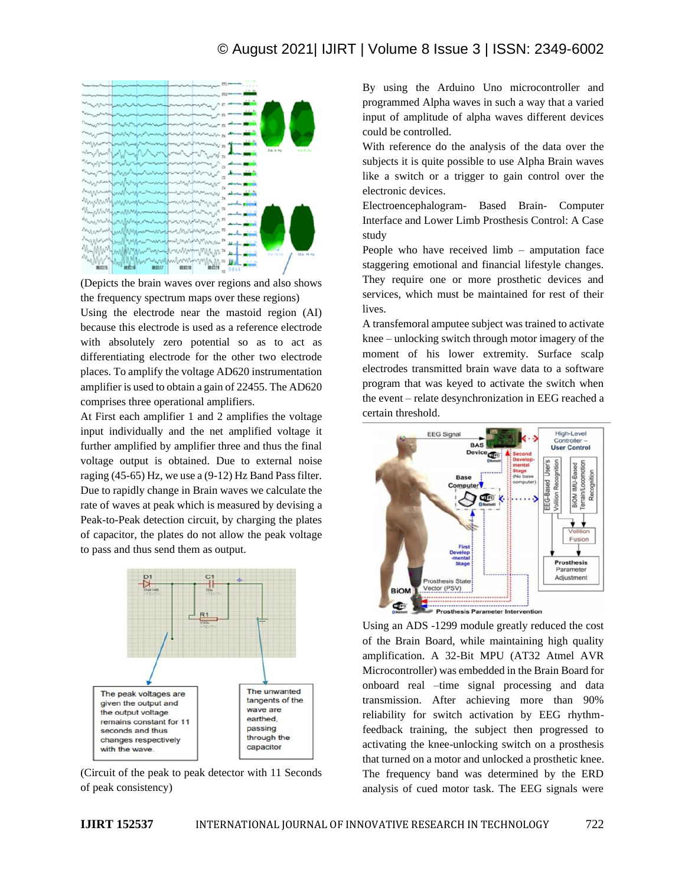(Depicts the brain waves over regions and also shows the frequency spectrum maps over these regions)

Using the electrode near the mastoid region (AI) because this electrode is used as a reference electrode with absolutely zero potential so as to act as differentiating electrode for the other two electrode places. To amplify the voltage AD620 instrumentation amplifier is used to obtain a gain of 22455. The AD620 comprises three operational amplifiers.

At First each amplifier 1 and 2 amplifies the voltage input individually and the net amplified voltage it further amplified by amplifier three and thus the final voltage output is obtained. Due to external noise raging (45-65) Hz, we use a (9-12) Hz Band Pass filter. Due to rapidly change in Brain waves we calculate the rate of waves at peak which is measured by devising a Peak-to-Peak detection circuit, by charging the plates of capacitor, the plates do not allow the peak voltage to pass and thus send them as output.

(Circuit of the peak to peak detector with 11 Seconds of peak consistency)

By using the Arduino Uno microcontroller and programmed Alpha waves in such a way that a varied input of amplitude of alpha waves different devices could be controlled.

With reference do the analysis of the data over the subjects it is quite possible to use Alpha Brain waves like a switch or a trigger to gain control over the electronic devices.

Electroencephalogram- Based Brain- Computer Interface and Lower Limb Prosthesis Control: A Case study

People who have received limb – amputation face staggering emotional and financial lifestyle changes. They require one or more prosthetic devices and services, which must be maintained for rest of their lives.

A transfemoral amputee subject was trained to activate knee – unlocking switch through motor imagery of the moment of his lower extremity. Surface scalp electrodes transmitted brain wave data to a software program that was keyed to activate the switch when the event – relate desynchronization in EEG reached a certain threshold.

Using an ADS -1299 module greatly reduced the cost of the Brain Board, while maintaining high quality amplification. A 32-Bit MPU (AT32 Atmel AVR Microcontroller) was embedded in the Brain Board for onboard real –time signal processing and data transmission. After achieving more than 90% reliability for switch activation by EEG rhythm-feedback training, the subject then progressed to activating the knee-unlocking switch on a prosthesis that turned on a motor and unlocked a prosthetic knee. The frequency band was determined by the ERD analysis of cued motor task. The EEG signals were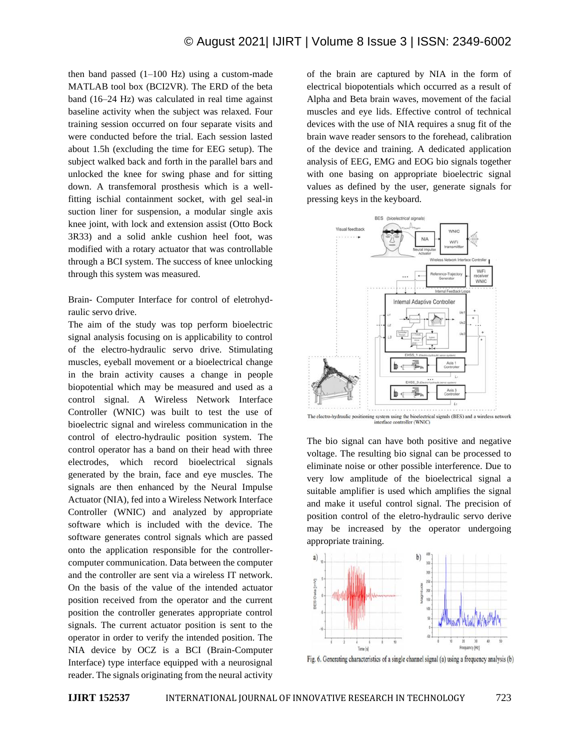then band passed (1–100 Hz) using a custom-made MATLAB tool box (BCI2VR). The ERD of the beta band (16–24 Hz) was calculated in real time against baseline activity when the subject was relaxed. Four training session occurred on four separate visits and were conducted before the trial. Each session lasted about 1.5h (excluding the time for EEG setup). The subject walked back and forth in the parallel bars and unlocked the knee for swing phase and for sitting down. A transfemoral prosthesis which is a well-fitting ischial containment socket, with gel seal-in suction liner for suspension, a modular single axis knee joint, with lock and extension assist (Otto Bock 3R33) and a solid ankle cushion heel foot, was modified with a rotary actuator that was controllable through a BCI system. The success of knee unlocking through this system was measured.

Brain- Computer Interface for control of eletrohydraulic servo drive.

The aim of the study was top perform bioelectric signal analysis focusing on is applicability to control of the electro-hydraulic servo drive. Stimulating muscles, eyeball movement or a bioelectrical change in the brain activity causes a change in people biopotential which may be measured and used as a control signal. A Wireless Network Interface Controller (WNIC) was built to test the use of bioelectric signal and wireless communication in the control of electro-hydraulic position system. The control operator has a band on their head with three electrodes, which record bioelectrical signals generated by the brain, face and eye muscles. The signals are then enhanced by the Neural Impulse Actuator (NIA), fed into a Wireless Network Interface Controller (WNIC) and analyzed by appropriate software which is included with the device. The software generates control signals which are passed onto the application responsible for the controller-computer communication. Data between the computer and the controller are sent via a wireless IT network. On the basis of the value of the intended actuator position received from the operator and the current position the controller generates appropriate control signals. The current actuator position is sent to the operator in order to verify the intended position. The NIA device by OCZ is a BCI (Brain-Computer Interface) type interface equipped with a neurosignal reader. The signals originating from the neural activity of the brain are captured by NIA in the form of electrical biopotentials which occurred as a result of Alpha and Beta brain waves, movement of the facial muscles and eye lids. Effective control of technical devices with the use of NIA requires a snug fit of the brain wave reader sensors to the forehead, calibration of the device and training. A dedicated application analysis of EEG, EMG and EOG bio signals together with one basing on appropriate bioelectric signal values as defined by the user, generate signals for pressing keys in the keyboard.

The electro-hydraulic positioning system using the bioelectrical signals (BES) and a wireless network interface controller (WNIC)

The bio signal can have both positive and negative voltage. The resulting bio signal can be processed to eliminate noise or other possible interference. Due to very low amplitude of the bioelectrical signal a suitable amplifier is used which amplifies the signal and make it useful control signal. The precision of position control of the eletro-hydraulic servo derive may be increased by the operator undergoing appropriate training.

Fig. 6. Generating characteristics of a single channel signal (a) using a frequency analysis (b)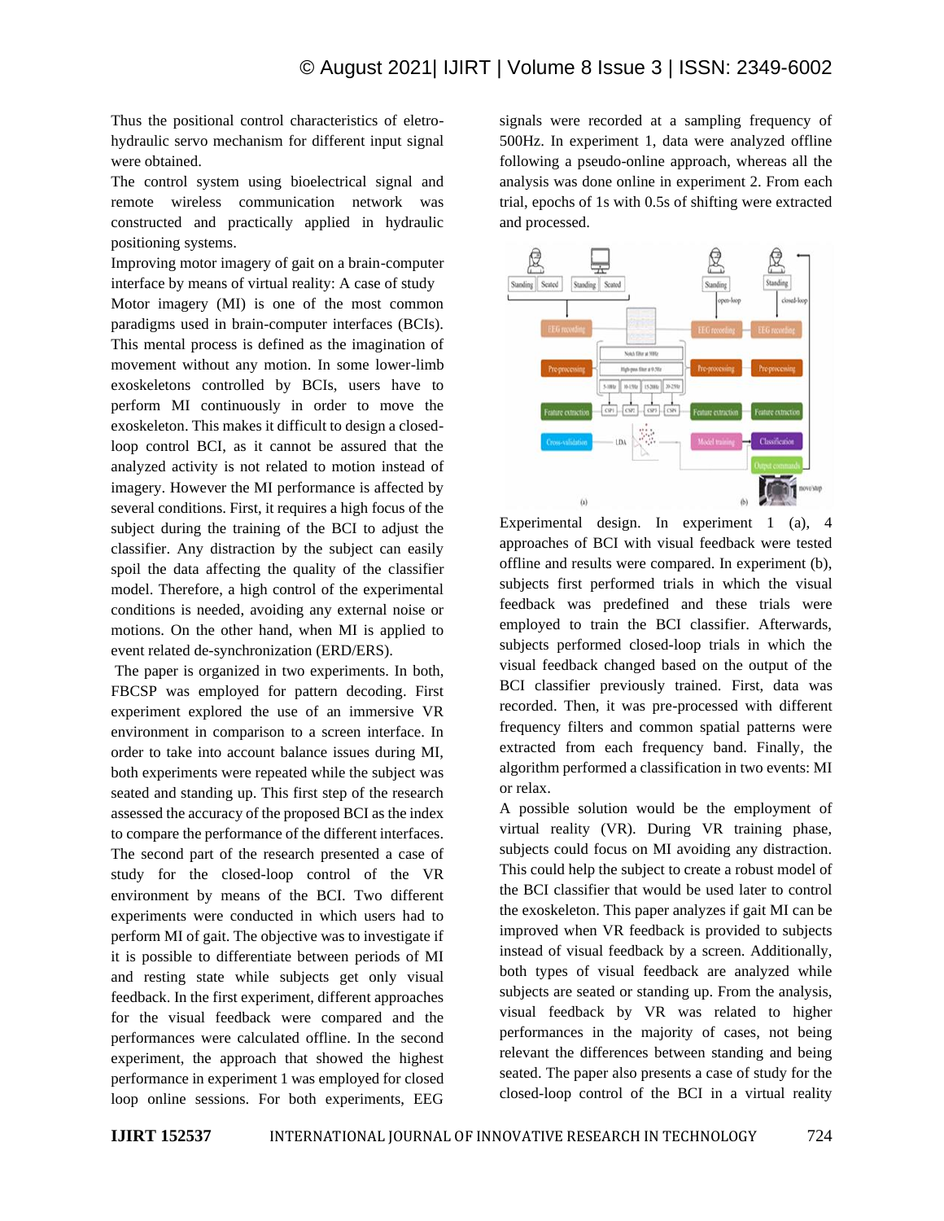Thus the positional control characteristics of eletro-hydraulic servo mechanism for different input signal were obtained.

The control system using bioelectrical signal and remote wireless communication network was constructed and practically applied in hydraulic positioning systems.

Improving motor imagery of gait on a brain-computer interface by means of virtual reality: A case of study

Motor imagery (MI) is one of the most common paradigms used in brain-computer interfaces (BCIs). This mental process is defined as the imagination of movement without any motion. In some lower-limb exoskeletons controlled by BCIs, users have to perform MI continuously in order to move the exoskeleton. This makes it difficult to design a closed-loop control BCI, as it cannot be assured that the analyzed activity is not related to motion instead of imagery. However the MI performance is affected by several conditions. First, it requires a high focus of the subject during the training of the BCI to adjust the classifier. Any distraction by the subject can easily spoil the data affecting the quality of the classifier model. Therefore, a high control of the experimental conditions is needed, avoiding any external noise or motions. On the other hand, when MI is applied to event related de-synchronization (ERD/ERS).

The paper is organized in two experiments. In both, FBCSP was employed for pattern decoding. First experiment explored the use of an immersive VR environment in comparison to a screen interface. In order to take into account balance issues during MI, both experiments were repeated while the subject was seated and standing up. This first step of the research assessed the accuracy of the proposed BCI as the index to compare the performance of the different interfaces. The second part of the research presented a case of study for the closed-loop control of the VR environment by means of the BCI. Two different experiments were conducted in which users had to perform MI of gait. The objective was to investigate if it is possible to differentiate between periods of MI and resting state while subjects get only visual feedback. In the first experiment, different approaches for the visual feedback were compared and the performances were calculated offline. In the second experiment, the approach that showed the highest performance in experiment 1 was employed for closed loop online sessions. For both experiments, EEG signals were recorded at a sampling frequency of 500Hz. In experiment 1, data were analyzed offline following a pseudo-online approach, whereas all the analysis was done online in experiment 2. From each trial, epochs of 1s with 0.5s of shifting were extracted and processed.

Experimental design. In experiment 1 (a), 4 approaches of BCI with visual feedback were tested offline and results were compared. In experiment (b), subjects first performed trials in which the visual feedback was predefined and these trials were employed to train the BCI classifier. Afterwards, subjects performed closed-loop trials in which the visual feedback changed based on the output of the BCI classifier previously trained. First, data was recorded. Then, it was pre-processed with different frequency filters and common spatial patterns were extracted from each frequency band. Finally, the algorithm performed a classification in two events: MI or relax.

A possible solution would be the employment of virtual reality (VR). During VR training phase, subjects could focus on MI avoiding any distraction. This could help the subject to create a robust model of the BCI classifier that would be used later to control the exoskeleton. This paper analyzes if gait MI can be improved when VR feedback is provided to subjects instead of visual feedback by a screen. Additionally, both types of visual feedback are analyzed while subjects are seated or standing up. From the analysis, visual feedback by VR was related to higher performances in the majority of cases, not being relevant the differences between standing and being seated. The paper also presents a case of study for the closed-loop control of the BCI in a virtual reality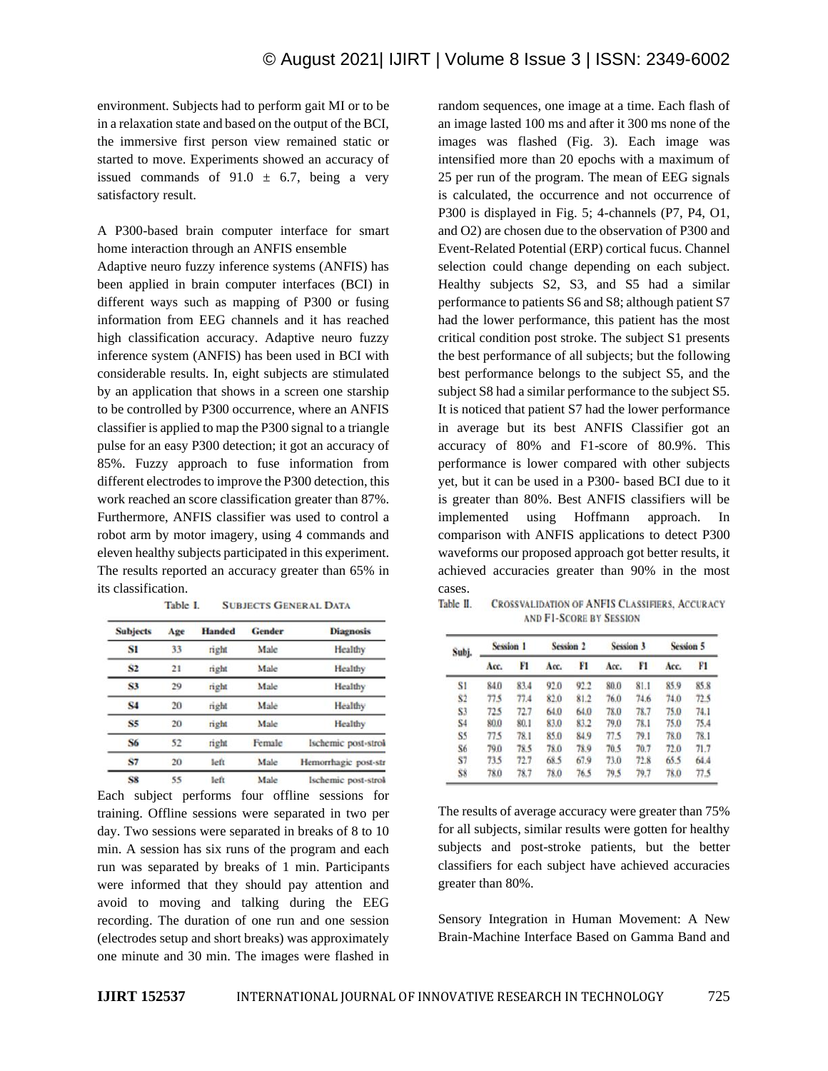environment. Subjects had to perform gait MI or to be in a relaxation state and based on the output of the BCI, the immersive first person view remained static or started to move. Experiments showed an accuracy of issued commands of $91.0 \pm 6.7$, being a very satisfactory result.

A P300-based brain computer interface for smart home interaction through an ANFIS ensemble

Adaptive neuro fuzzy inference systems (ANFIS) has been applied in brain computer interfaces (BCI) in different ways such as mapping of P300 or fusing information from EEG channels and it has reached high classification accuracy. Adaptive neuro fuzzy inference system (ANFIS) has been used in BCI with considerable results. In, eight subjects are stimulated by an application that shows in a screen one starship to be controlled by P300 occurrence, where an ANFIS classifier is applied to map the P300 signal to a triangle pulse for an easy P300 detection; it got an accuracy of 85%. Fuzzy approach to fuse information from different electrodes to improve the P300 detection, this work reached an score classification greater than 87%. Furthermore, ANFIS classifier was used to control a robot arm by motor imagery, using 4 commands and eleven healthy subjects participated in this experiment. The results reported an accuracy greater than 65% in its classification.

Table I. SUBJECTS GENERAL DATA

| Subjects | Age | Handed | Gender | Diagnosis |
|---|---|---|---|---|
| S1 | 33 | right | Male | Healthy |
| S2 | 21 | right | Male | Healthy |
| S3 | 29 | right | Male | Healthy |
| S4 | 20 | right | Male | Healthy |
| S5 | 20 | right | Male | Healthy |
| S6 | 52 | right | Female | Ischemic post-strok |
| S7 | 20 | left | Male | Hemorrhagic post-str |
| S8 | 55 | left | Male | Ischemic post-strok |

Each subject performs four offline sessions for training. Offline sessions were separated in two per day. Two sessions were separated in breaks of 8 to 10 min. A session has six runs of the program and each run was separated by breaks of 1 min. Participants were informed that they should pay attention and avoid to moving and talking during the EEG recording. The duration of one run and one session (electrodes setup and short breaks) was approximately one minute and 30 min. The images were flashed in random sequences, one image at a time. Each flash of an image lasted 100 ms and after it 300 ms none of the images was flashed (Fig. 3). Each image was intensified more than 20 epochs with a maximum of 25 per run of the program. The mean of EEG signals is calculated, the occurrence and not occurrence of P300 is displayed in Fig. 5; 4-channels (P7, P4, O1, and O2) are chosen due to the observation of P300 and Event-Related Potential (ERP) cortical fucus. Channel selection could change depending on each subject. Healthy subjects S2, S3, and S5 had a similar performance to patients S6 and S8; although patient S7 had the lower performance, this patient has the most critical condition post stroke. The subject S1 presents the best performance of all subjects; but the following best performance belongs to the subject S5, and the subject S8 had a similar performance to the subject S5. It is noticed that patient S7 had the lower performance in average but its best ANFIS Classifier got an accuracy of 80% and F1-score of 80.9%. This performance is lower compared with other subjects yet, but it can be used in a P300- based BCI due to it is greater than 80%. Best ANFIS classifiers will be implemented using Hoffmann approach. In comparison with ANFIS applications to detect P300 waveforms our proposed approach got better results, it achieved accuracies greater than 90% in the most cases.

Table II. CROSSVALIDATION OF ANFIS CLASSIFIERS, ACCURACY AND F1-SCORE BY SESSION

| Subj. | Session 1 | | Session 2 | | Session 3 | | Session 5 | |
|---|---|---|---|---|---|---|---|---|
| | Acc. | F1 | Acc. | F1 | Acc. | F1 | Acc. | F1 |
| S1 | 84.0 | 83.4 | 92.0 | 92.2 | 80.0 | 81.1 | 85.9 | 85.8 |
| S2 | 77.5 | 77.4 | 82.0 | 81.2 | 76.0 | 74.6 | 74.0 | 72.5 |
| S3 | 72.5 | 72.7 | 64.0 | 64.0 | 78.0 | 78.7 | 75.0 | 74.1 |
| S4 | 80.0 | 80.1 | 83.0 | 83.2 | 79.0 | 78.1 | 75.0 | 75.4 |
| S5 | 77.5 | 78.1 | 85.0 | 84.9 | 77.5 | 79.1 | 78.0 | 78.1 |
| S6 | 79.0 | 78.5 | 78.0 | 78.9 | 70.5 | 70.7 | 72.0 | 71.7 |
| S7 | 73.5 | 72.7 | 68.5 | 67.9 | 73.0 | 72.8 | 65.5 | 64.4 |
| S8 | 78.0 | 78.7 | 78.0 | 76.5 | 79.5 | 79.7 | 78.0 | 77.5 |

The results of average accuracy were greater than 75% for all subjects, similar results were gotten for healthy subjects and post-stroke patients, but the better classifiers for each subject have achieved accuracies greater than 80%.

Sensory Integration in Human Movement: A New Brain-Machine Interface Based on Gamma Band and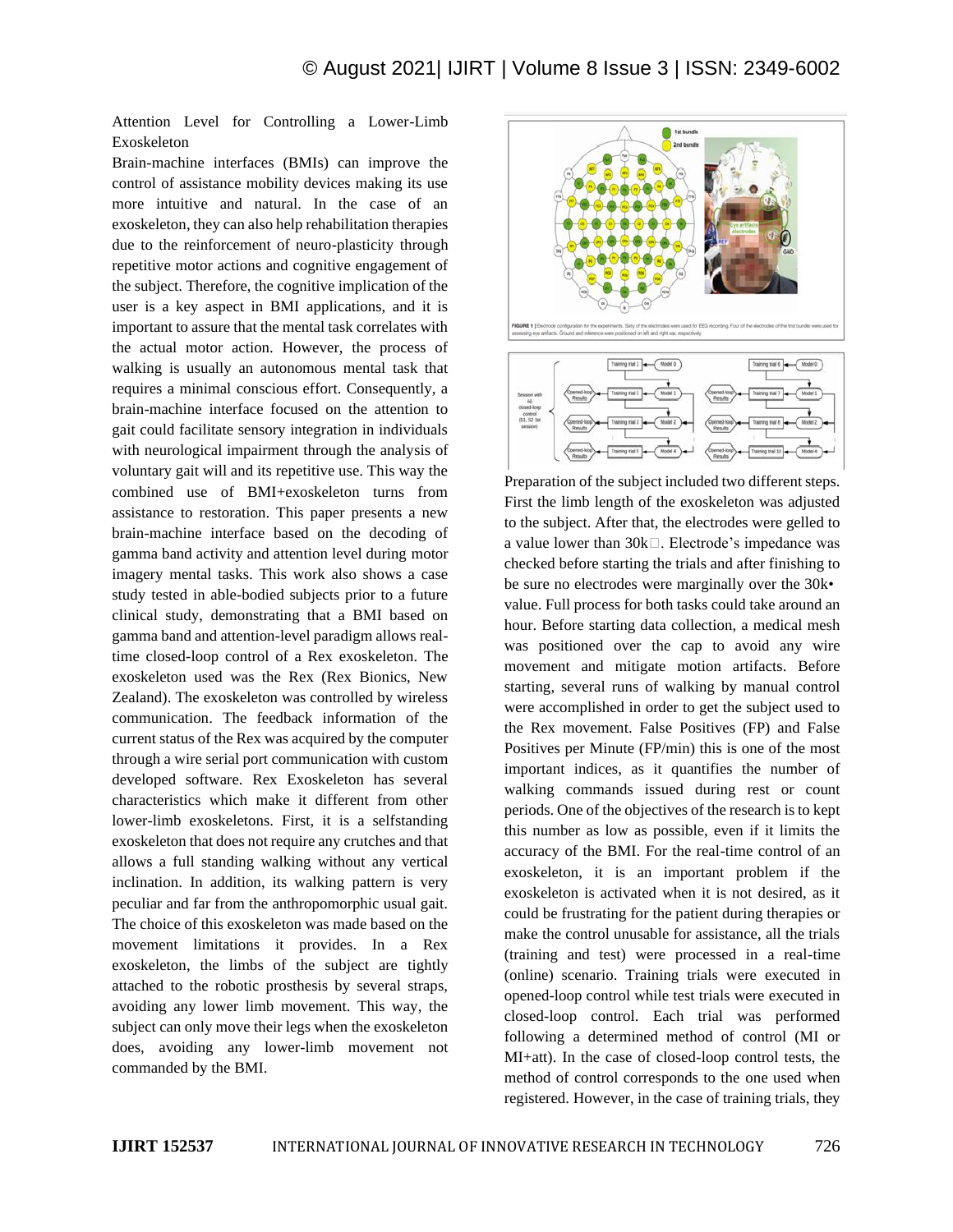Attention Level for Controlling a Lower-Limb Exoskeleton

Brain-machine interfaces (BMIs) can improve the control of assistance mobility devices making its use more intuitive and natural. In the case of an exoskeleton, they can also help rehabilitation therapies due to the reinforcement of neuro-plasticity through repetitive motor actions and cognitive engagement of the subject. Therefore, the cognitive implication of the user is a key aspect in BMI applications, and it is important to assure that the mental task correlates with the actual motor action. However, the process of walking is usually an autonomous mental task that requires a minimal conscious effort. Consequently, a brain-machine interface focused on the attention to gait could facilitate sensory integration in individuals with neurological impairment through the analysis of voluntary gait will and its repetitive use. This way the combined use of BMI+exoskeleton turns from assistance to restoration. This paper presents a new brain-machine interface based on the decoding of gamma band activity and attention level during motor imagery mental tasks. This work also shows a case study tested in able-bodied subjects prior to a future clinical study, demonstrating that a BMI based on gamma band and attention-level paradigm allows real-time closed-loop control of a Rex exoskeleton. The exoskeleton used was the Rex (Rex Bionics, New Zealand). The exoskeleton was controlled by wireless communication. The feedback information of the current status of the Rex was acquired by the computer through a wire serial port communication with custom developed software. Rex Exoskeleton has several characteristics which make it different from other lower-limb exoskeletons. First, it is a selfstanding exoskeleton that does not require any crutches and that allows a full standing walking without any vertical inclination. In addition, its walking pattern is very peculiar and far from the anthropomorphic usual gait. The choice of this exoskeleton was made based on the movement limitations it provides. In a Rex exoskeleton, the limbs of the subject are tightly attached to the robotic prosthesis by several straps, avoiding any lower limb movement. This way, the subject can only move their legs when the exoskeleton does, avoiding any lower-limb movement not commanded by the BMI.

FIGURE 1 | Electrode configuration for the experiments. Sixty of the electrodes were used for EEG recording. Four of the electrodes of the first bundle were used for assessing eye artifacts. Ground and reference were positioned on left and right ear, respectively.

Preparation of the subject included two different steps. First the limb length of the exoskeleton was adjusted to the subject. After that, the electrodes were gelled to a value lower than 30k□. Electrode's impedance was checked before starting the trials and after finishing to be sure no electrodes were marginally over the 30k• value. Full process for both tasks could take around an hour. Before starting data collection, a medical mesh was positioned over the cap to avoid any wire movement and mitigate motion artifacts. Before starting, several runs of walking by manual control were accomplished in order to get the subject used to the Rex movement. False Positives (FP) and False Positives per Minute (FP/min) this is one of the most important indices, as it quantifies the number of walking commands issued during rest or count periods. One of the objectives of the research is to kept this number as low as possible, even if it limits the accuracy of the BMI. For the real-time control of an exoskeleton, it is an important problem if the exoskeleton is activated when it is not desired, as it could be frustrating for the patient during therapies or make the control unusable for assistance, all the trials (training and test) were processed in a real-time (online) scenario. Training trials were executed in opened-loop control while test trials were executed in closed-loop control. Each trial was performed following a determined method of control (MI or MI+att). In the case of closed-loop control tests, the method of control corresponds to the one used when registered. However, in the case of training trials, they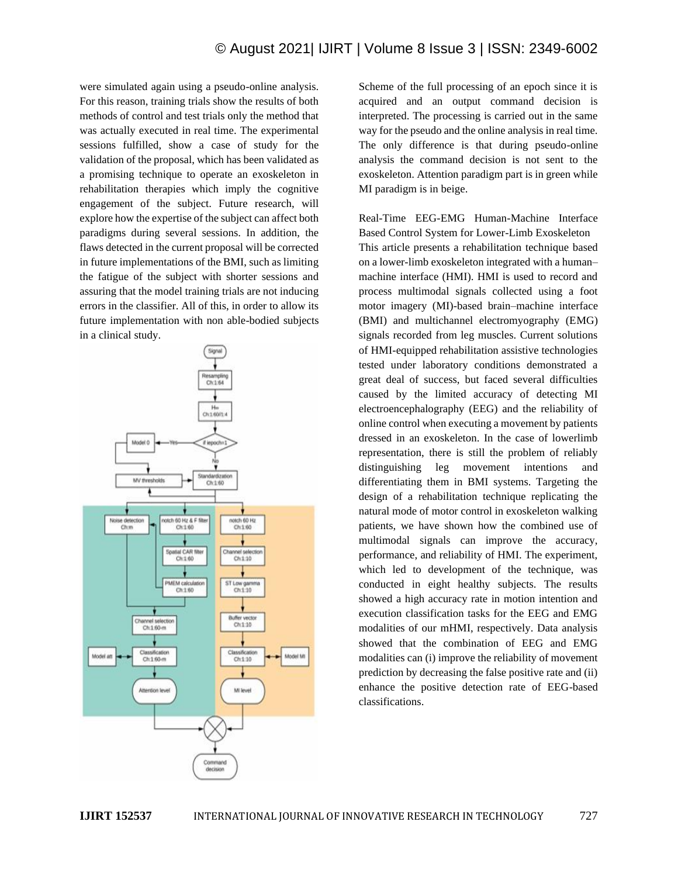were simulated again using a pseudo-online analysis. For this reason, training trials show the results of both methods of control and test trials only the method that was actually executed in real time. The experimental sessions fulfilled, show a case of study for the validation of the proposal, which has been validated as a promising technique to operate an exoskeleton in rehabilitation therapies which imply the cognitive engagement of the subject. Future research, will explore how the expertise of the subject can affect both paradigms during several sessions. In addition, the flaws detected in the current proposal will be corrected in future implementations of the BMI, such as limiting the fatigue of the subject with shorter sessions and assuring that the model training trials are not inducing errors in the classifier. All of this, in order to allow its future implementation with non able-bodied subjects in a clinical study.

Scheme of the full processing of an epoch since it is acquired and an output command decision is interpreted. The processing is carried out in the same way for the pseudo and the online analysis in real time. The only difference is that during pseudo-online analysis the command decision is not sent to the exoskeleton. Attention paradigm part is in green while MI paradigm is in beige.

Real-Time EEG-EMG Human-Machine Interface Based Control System for Lower-Limb Exoskeleton

This article presents a rehabilitation technique based on a lower-limb exoskeleton integrated with a human–machine interface (HMI). HMI is used to record and process multimodal signals collected using a foot motor imagery (MI)-based brain–machine interface (BMI) and multichannel electromyography (EMG) signals recorded from leg muscles. Current solutions of HMI-equipped rehabilitation assistive technologies tested under laboratory conditions demonstrated a great deal of success, but faced several difficulties caused by the limited accuracy of detecting MI electroencephalography (EEG) and the reliability of online control when executing a movement by patients dressed in an exoskeleton. In the case of lowerlimb representation, there is still the problem of reliably distinguishing leg movement intentions and differentiating them in BMI systems. Targeting the design of a rehabilitation technique replicating the natural mode of motor control in exoskeleton walking patients, we have shown how the combined use of multimodal signals can improve the accuracy, performance, and reliability of HMI. The experiment, which led to development of the technique, was conducted in eight healthy subjects. The results showed a high accuracy rate in motion intention and execution classification tasks for the EEG and EMG modalities of our mHMI, respectively. Data analysis showed that the combination of EEG and EMG modalities can (i) improve the reliability of movement prediction by decreasing the false positive rate and (ii) enhance the positive detection rate of EEG-based classifications.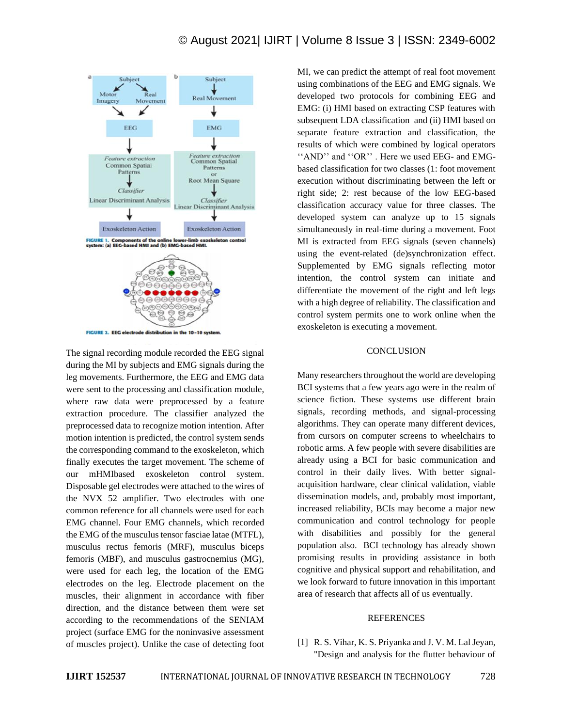FIGURE 1. Components of the online lower-limb exoskeleton control system: (a) EEG-based HMI and (b) EMG-based HMI.

FIGURE 2. EEG electrode distribution in the 10–10 system.

The signal recording module recorded the EEG signal during the MI by subjects and EMG signals during the leg movements. Furthermore, the EEG and EMG data were sent to the processing and classification module, where raw data were preprocessed by a feature extraction procedure. The classifier analyzed the preprocessed data to recognize motion intention. After motion intention is predicted, the control system sends the corresponding command to the exoskeleton, which finally executes the target movement. The scheme of our mHMIbased exoskeleton control system. Disposable gel electrodes were attached to the wires of the NVX 52 amplifier. Two electrodes with one common reference for all channels were used for each EMG channel. Four EMG channels, which recorded the EMG of the musculus tensor fasciae latae (MTFL), musculus rectus femoris (MRF), musculus biceps femoris (MBF), and musculus gastrocnemius (MG), were used for each leg, the location of the EMG electrodes on the leg. Electrode placement on the muscles, their alignment in accordance with fiber direction, and the distance between them were set according to the recommendations of the SENIAM project (surface EMG for the noninvasive assessment of muscles project). Unlike the case of detecting foot MI, we can predict the attempt of real foot movement using combinations of the EEG and EMG signals. We developed two protocols for combining EEG and EMG: (i) HMI based on extracting CSP features with subsequent LDA classification and (ii) HMI based on separate feature extraction and classification, the results of which were combined by logical operators ''AND'' and ''OR'' . Here we used EEG- and EMG-based classification for two classes (1: foot movement execution without discriminating between the left or right side; 2: rest because of the low EEG-based classification accuracy value for three classes. The developed system can analyze up to 15 signals simultaneously in real-time during a movement. Foot MI is extracted from EEG signals (seven channels) using the event-related (de)synchronization effect. Supplemented by EMG signals reflecting motor intention, the control system can initiate and differentiate the movement of the right and left legs with a high degree of reliability. The classification and control system permits one to work online when the exoskeleton is executing a movement.

## CONCLUSION

Many researchers throughout the world are developing BCI systems that a few years ago were in the realm of science fiction. These systems use different brain signals, recording methods, and signal-processing algorithms. They can operate many different devices, from cursors on computer screens to wheelchairs to robotic arms. A few people with severe disabilities are already using a BCI for basic communication and control in their daily lives. With better signal-acquisition hardware, clear clinical validation, viable dissemination models, and, probably most important, increased reliability, BCIs may become a major new communication and control technology for people with disabilities and possibly for the general population also. BCI technology has already shown promising results in providing assistance in both cognitive and physical support and rehabilitation, and we look forward to future innovation in this important area of research that affects all of us eventually.

## REFERENCES

[1] R. S. Vihar, K. S. Priyanka and J. V. M. Lal Jeyan, "Design and analysis for the flutter behaviour of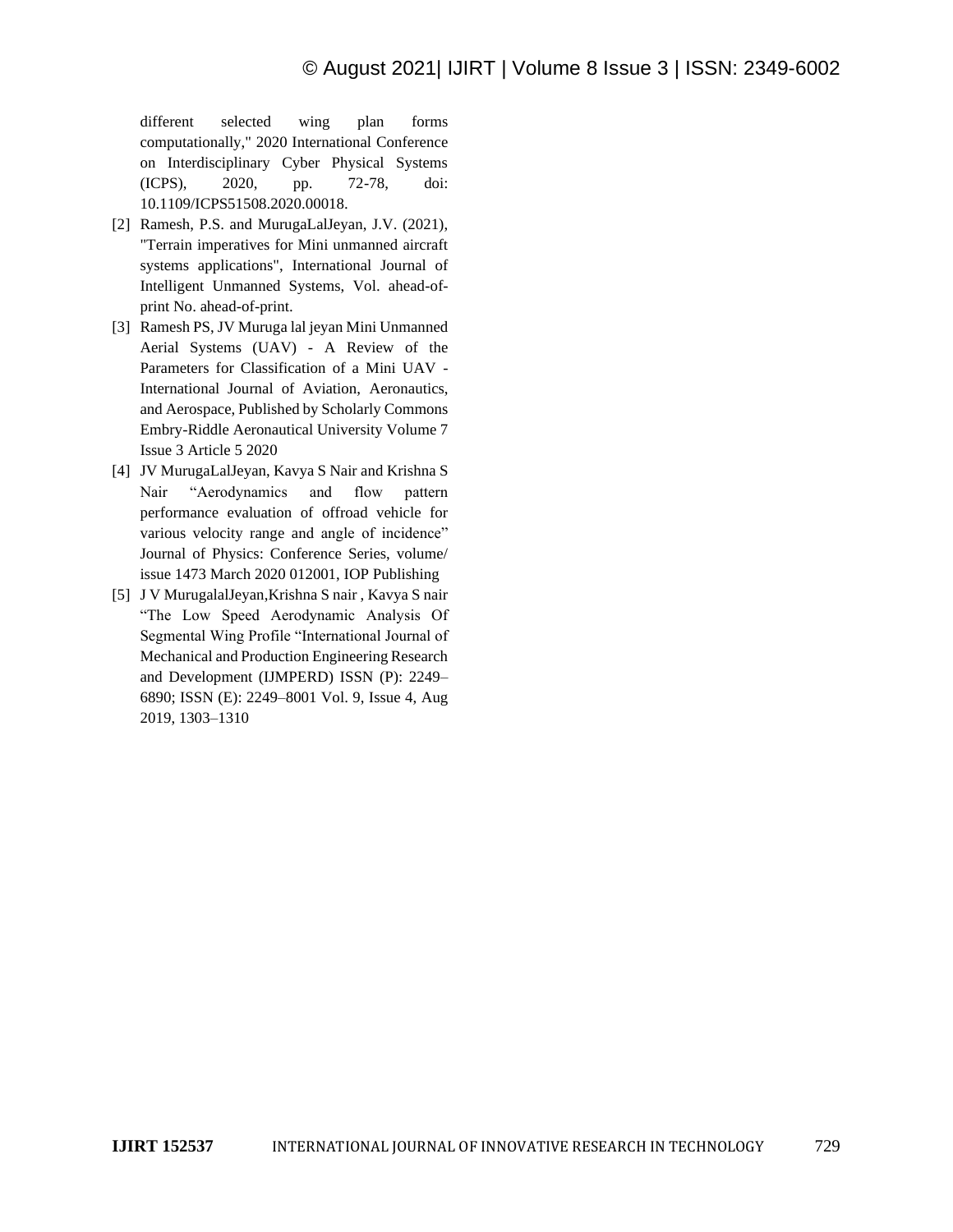different selected wing plan forms computationally," 2020 International Conference on Interdisciplinary Cyber Physical Systems (ICPS), 2020, pp. 72-78, doi: 10.1109/ICPS51508.2020.00018.

[2] Ramesh, P.S. and MurugaLalJeyan, J.V. (2021), "Terrain imperatives for Mini unmanned aircraft systems applications", International Journal of Intelligent Unmanned Systems, Vol. ahead-of-print No. ahead-of-print.

[3] Ramesh PS, JV Muruga lal jeyan Mini Unmanned Aerial Systems (UAV) - A Review of the Parameters for Classification of a Mini UAV - International Journal of Aviation, Aeronautics, and Aerospace, Published by Scholarly Commons Embry-Riddle Aeronautical University Volume 7 Issue 3 Article 5 2020

[4] JV MurugaLalJeyan, Kavya S Nair and Krishna S Nair "Aerodynamics and flow pattern performance evaluation of offroad vehicle for various velocity range and angle of incidence" Journal of Physics: Conference Series, volume/ issue 1473 March 2020 012001, IOP Publishing

[5] J V MurugalalJeyan,Krishna S nair , Kavya S nair "The Low Speed Aerodynamic Analysis Of Segmental Wing Profile "International Journal of Mechanical and Production Engineering Research and Development (IJMPERD) ISSN (P): 2249–6890; ISSN (E): 2249–8001 Vol. 9, Issue 4, Aug 2019, 1303–1310